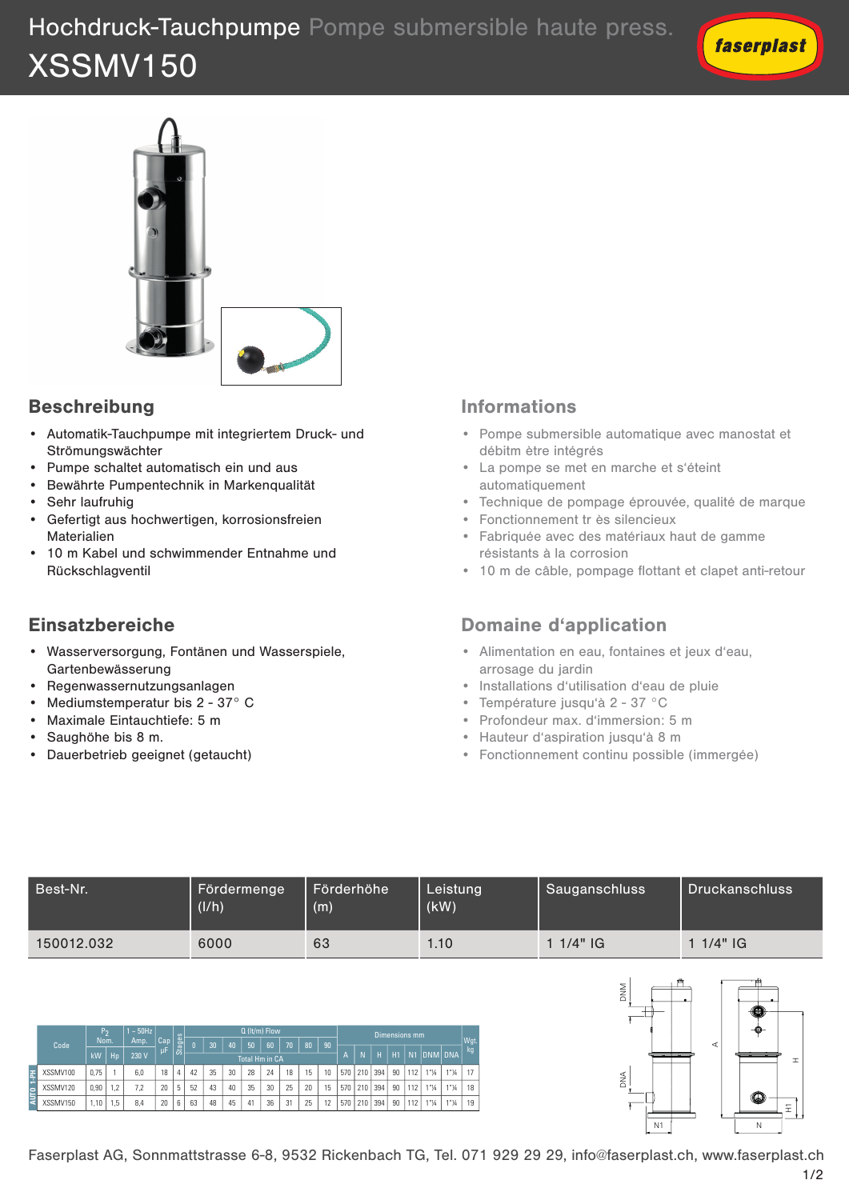# Hochdruck-Tauchpumpe Pompe submersible haute press.

# XSSMV150

## Beschreibung

- Automatik-Tauchpumpe mit integriertem Druck- und Strömungswächter
- Pumpe schaltet automatisch ein und aus
- Bewährte Pumpentechnik in Markenqualität
- Sehr laufruhig
- Gefertigt aus hochwertigen, korrosionsfreien Materialien
- 10 m Kabel und schwimmender Entnahme und Rückschlagventil

## Informations

- Pompe submersible automatique avec manostat et débitm être intégrés
- La pompe se met en marche et s'éteint automatiquement
- Technique de pompage éprouvée, qualité de marque
- Fonctionnement tr ès silencieux
- Fabriquée avec des matériaux haut de gamme résistants à la corrosion
- 10 m de câble, pompage flottant et clapet anti-retour

## Einsatzbereiche

- Wasserversorgung, Fontänen und Wasserspiele, Gartenbewässerung
- Regenwassernutzungsanlagen
- Mediumstemperatur bis 2 - 37° C
- Maximale Eintauchtiefe: 5 m
- Saughöhe bis 8 m.
- Dauerbetrieb geeignet (getaucht)

## Domaine d'application

- Alimentation en eau, fontaines et jeux d'eau, arrosage du jardin
- Installations d'utilisation d'eau de pluie
- Température jusqu'à 2 - 37 °C
- Profondeur max. d'immersion: 5 m
- Hauteur d'aspiration jusqu'à 8 m
- Fonctionnement continu possible (immergée)

| Best-Nr. | Fördermenge (l/h) | Förderhöhe (m) | Leistung (kW) | Sauganschluss | Druckanschluss |
|---|---|---|---|---|---|
| 150012.032 | 6000 | 63 | 1.10 | 1 1/4" IG | 1 1/4" IG |

| | Code | $P_2$ Nom. | | 1 – 50Hz Amp. | Cap µF | Stages | Q (lt/m) Flow | | | | | | | | | Dimensions mm | | | | | | | Wgt. kg |
|---|---|---|---|---|---|---|---|---|---|---|---|---|---|---|---|---|---|---|---|---|---|---|---|
| | | kW | Hp | 230 V | | | 0 | 30 | 40 | 50 | 60 | 70 | 80 | 90 | | A | N | H | H1 | N1 | DNM | DNA | |
| | | | | | | | Total Hm in CA | | | | | | | | | | | | | | | | |
| AUTO 1-PH | XSSMV100 | 0,75 | 1 | 6,0 | 18 | 4 | 42 | 35 | 30 | 28 | 24 | 18 | 15 | 10 | | 570 | 210 | 394 | 90 | 112 | 1"¼ | 1"¼ | 17 |
| AUTO 1-PH | XSSMV120 | 0,90 | 1,2 | 7,2 | 20 | 5 | 52 | 43 | 40 | 35 | 30 | 25 | 20 | 15 | | 570 | 210 | 394 | 90 | 112 | 1"¼ | 1"¼ | 18 |
| AUTO 1-PH | XSSMV150 | 1,10 | 1,5 | 8,4 | 20 | 6 | 63 | 48 | 45 | 41 | 36 | 31 | 25 | 12 | | 570 | 210 | 394 | 90 | 112 | 1"¼ | 1"¼ | 19 |

Faserplast AG, Sonnmattstrasse 6-8, 9532 Rickenbach TG, Tel. 071 929 29 29, info@faserplast.ch, www.faserplast.ch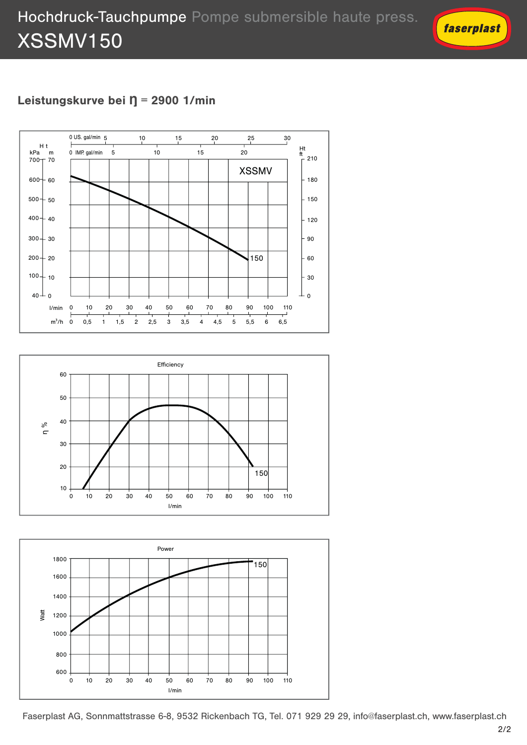# Hochdruck-Tauchpumpe Pompe submersible haute press.

# XSSMV150

## Leistungskurve bei η = 2900 1/min

0 US. gal/min 5 10 15 20 25 30

0 IMP. gal/min 5 10 15 20

H t
kPa m
700 70
600 60
500 50
400 40
300 30
200 20
100 10
40 0

Ht
ft
210
180
150
120
90
60
30
0

XSSMV

150

l/min 0 10 20 30 40 50 60 70 80 90 100 110

$m^3/h$ 0 0,5 1 1,5 2 2,5 3 3,5 4 4,5 5 5,5 6 6,5

Efficiency

η %

60
50
40
30
20
10

150

0 10 20 30 40 50 60 70 80 90 100 110

l/min

Power

Watt

1800
1600
1400
1200
1000
800
600

150

0 10 20 30 40 50 60 70 80 90 100 110

l/min

Faserplast AG, Sonnmattstrasse 6-8, 9532 Rickenbach TG, Tel. 071 929 29 29, info@faserplast.ch, www.faserplast.ch